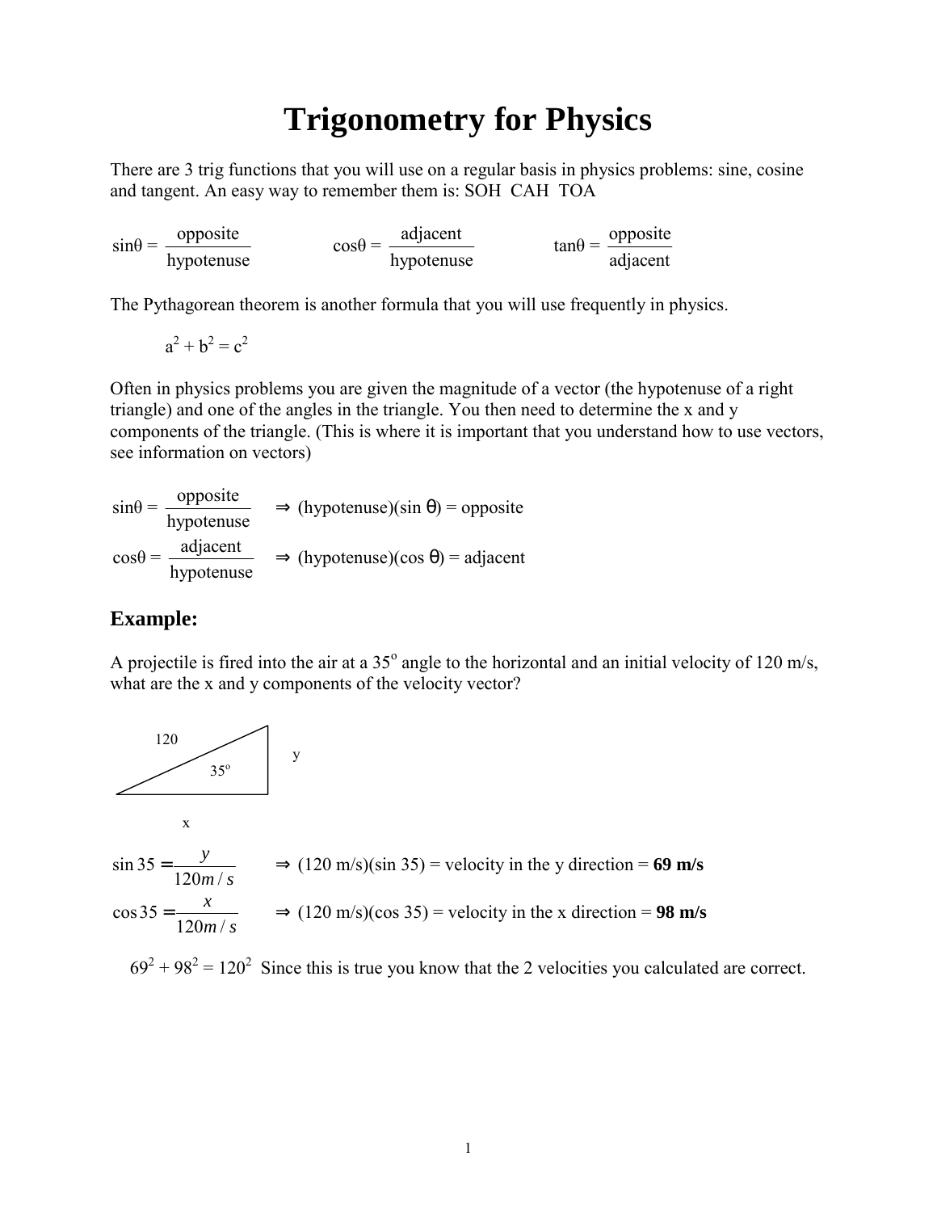# Trigonometry for Physics

There are 3 trig functions that you will use on a regular basis in physics problems: sine, cosine and tangent. An easy way to remember them is: SOH CAH TOA

$$\sin\theta = \frac{\text{opposite}}{\text{hypotenuse}} \qquad \cos\theta = \frac{\text{adjacent}}{\text{hypotenuse}} \qquad \tan\theta = \frac{\text{opposite}}{\text{adjacent}}$$

The Pythagorean theorem is another formula that you will use frequently in physics.

$$a^2 + b^2 = c^2$$

Often in physics problems you are given the magnitude of a vector (the hypotenuse of a right triangle) and one of the angles in the triangle. You then need to determine the x and y components of the triangle. (This is where it is important that you understand how to use vectors, see information on vectors)

$$\sin\theta = \frac{\text{opposite}}{\text{hypotenuse}} \quad \Rightarrow \text{(hypotenuse)}(\sin\theta) = \text{opposite}$$

$$\cos\theta = \frac{\text{adjacent}}{\text{hypotenuse}} \quad \Rightarrow \text{(hypotenuse)}(\cos\theta) = \text{adjacent}$$

## Example:

A projectile is fired into the air at a $35^o$ angle to the horizontal and an initial velocity of 120 m/s, what are the x and y components of the velocity vector?

120

$35^o$

y

x

$$\sin 35 = \frac{y}{120m/s} \quad \Rightarrow \text{(120 m/s)(sin 35) = velocity in the y direction = } \mathbf{69\ m/s}$$

$$\cos 35 = \frac{x}{120m/s} \quad \Rightarrow \text{(120 m/s)(cos 35) = velocity in the x direction = } \mathbf{98\ m/s}$$

$69^2 + 98^2 = 120^2$ Since this is true you know that the 2 velocities you calculated are correct.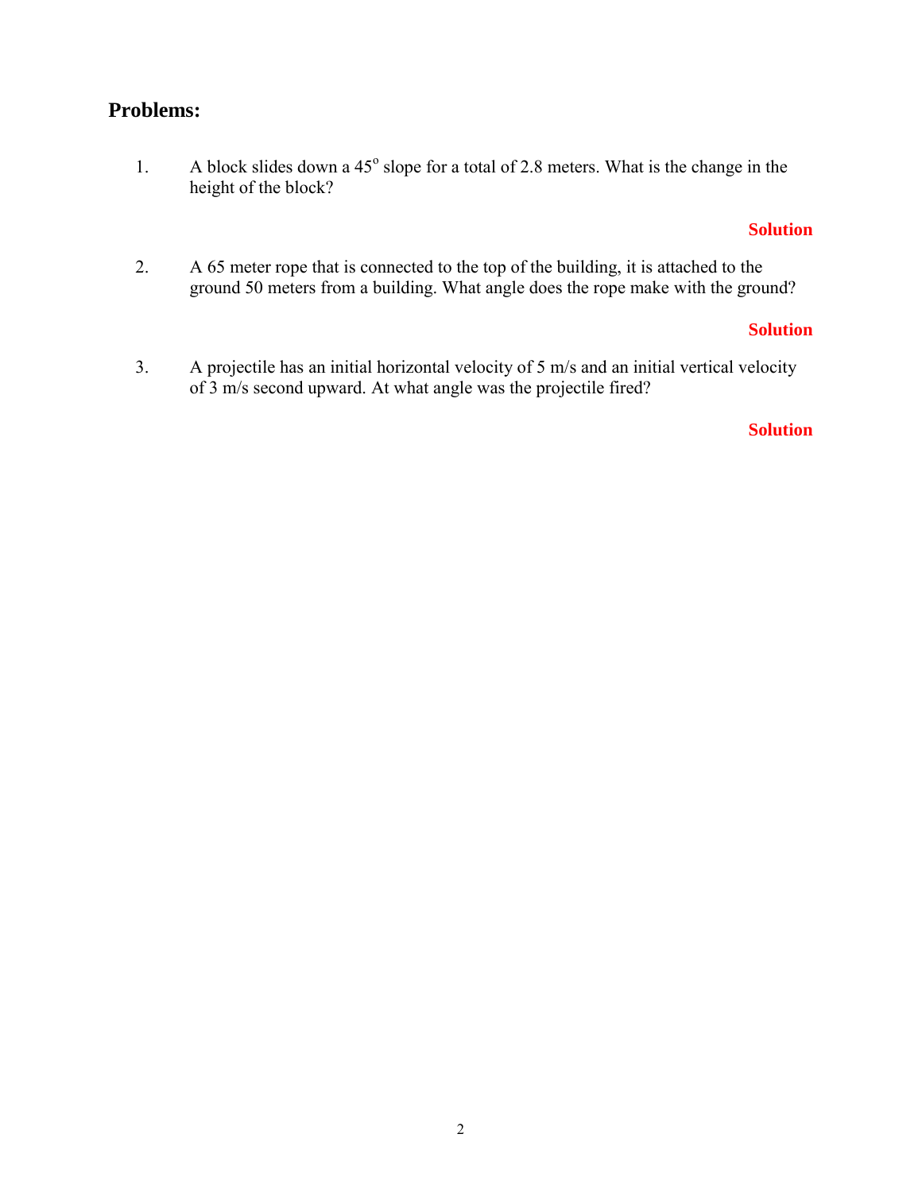## Problems:

1. A block slides down a $45^{o}$ slope for a total of 2.8 meters. What is the change in the height of the block?

   **Solution**

2. A 65 meter rope that is connected to the top of the building, it is attached to the ground 50 meters from a building. What angle does the rope make with the ground?

   **Solution**

3. A projectile has an initial horizontal velocity of 5 m/s and an initial vertical velocity of 3 m/s second upward. At what angle was the projectile fired?

   **Solution**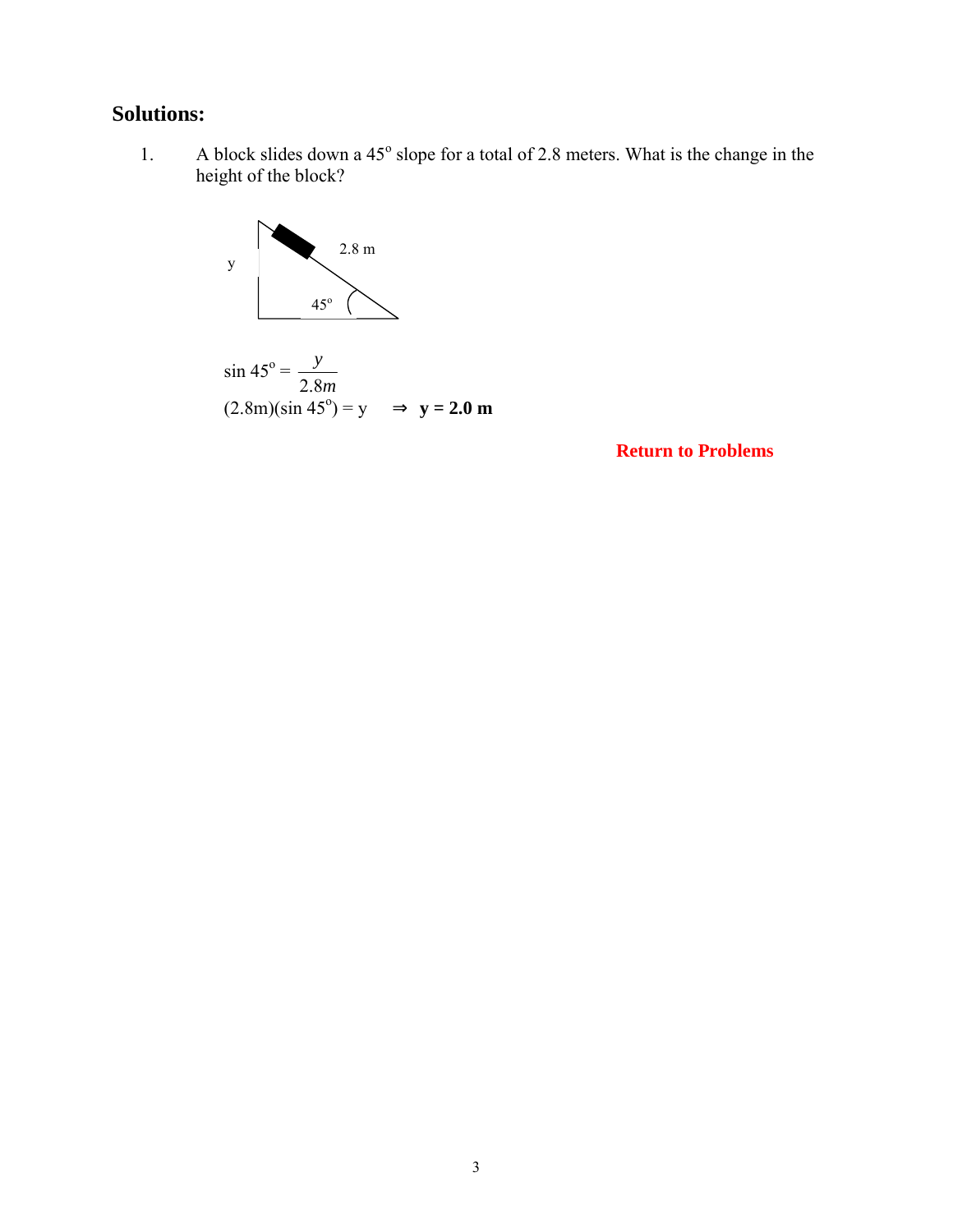## Solutions:

1. A block slides down a 45° slope for a total of 2.8 meters. What is the change in the height of the block?

y

2.8 m

45°

$$\sin 45^{o} = \frac{y}{2.8m}$$

$(2.8\text{m})(\sin 45^{o}) = y \quad \Rightarrow \quad \mathbf{y = 2.0\ m}$

**Return to Problems**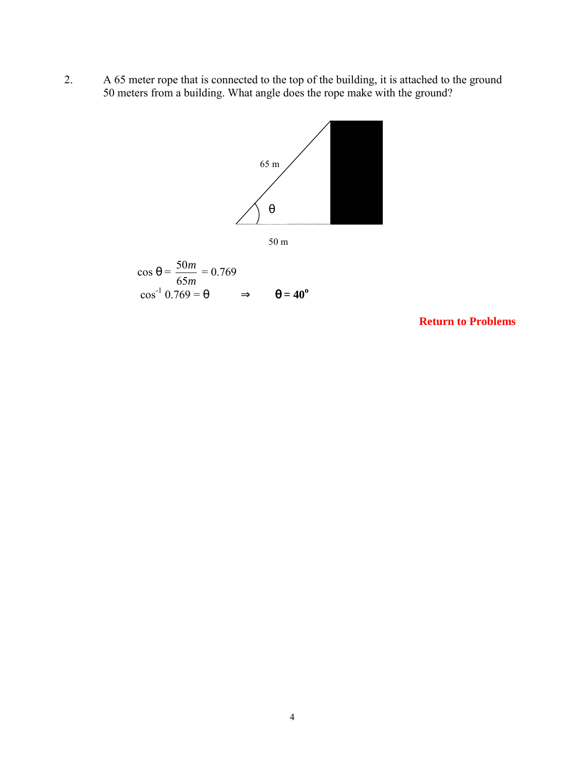2. A 65 meter rope that is connected to the top of the building, it is attached to the ground 50 meters from a building. What angle does the rope make with the ground?

65 m

θ

50 m

$$\cos\theta = \frac{50m}{65m} = 0.769$$

$$\cos^{-1} 0.769 = \theta \quad \Rightarrow \quad \boldsymbol{\theta = 40^{o}}$$

**Return to Problems**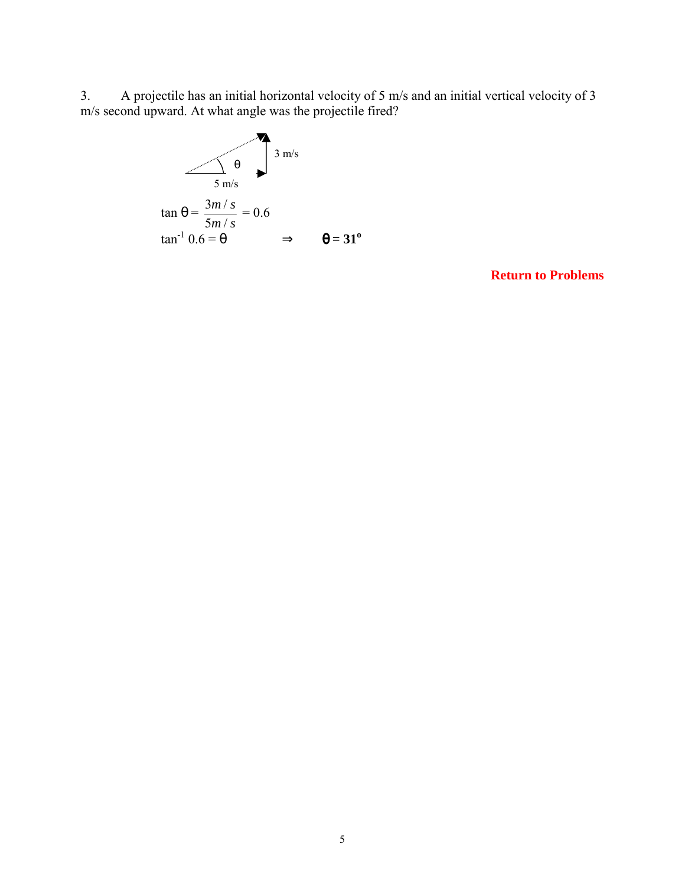3. A projectile has an initial horizontal velocity of 5 m/s and an initial vertical velocity of 3 m/s second upward. At what angle was the projectile fired?

3 m/s

θ

5 m/s

$$\tan \theta = \frac{3m/s}{5m/s} = 0.6$$

$$\tan^{-1} 0.6 = \theta \quad \Rightarrow \quad \boldsymbol{\theta = 31^{o}}$$

**Return to Problems**